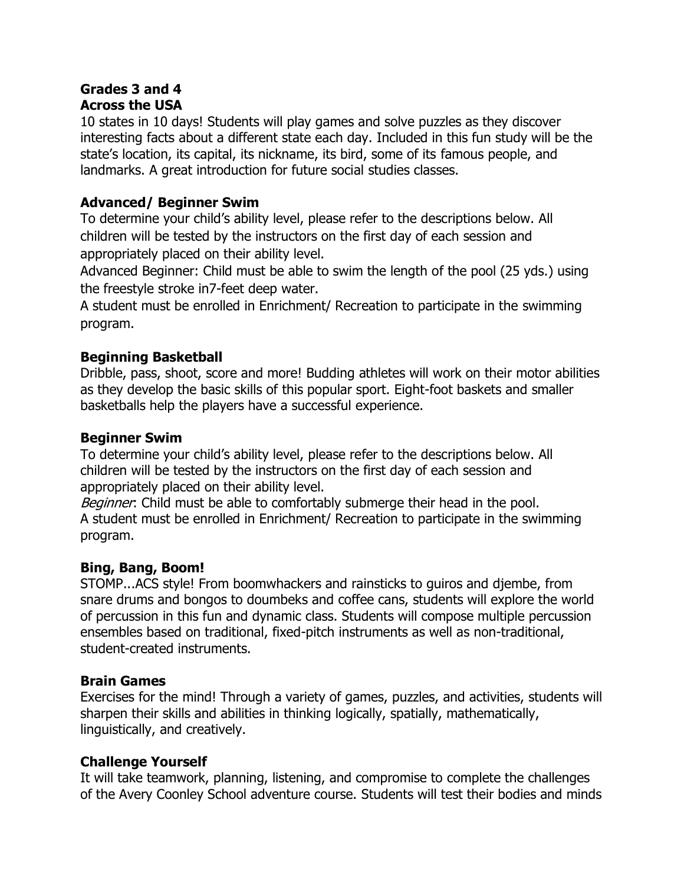**Grades 3 and 4**

**Across the USA**

10 states in 10 days! Students will play games and solve puzzles as they discover interesting facts about a different state each day. Included in this fun study will be the state's location, its capital, its nickname, its bird, some of its famous people, and landmarks. A great introduction for future social studies classes.

**Advanced/ Beginner Swim**

To determine your child's ability level, please refer to the descriptions below. All children will be tested by the instructors on the first day of each session and appropriately placed on their ability level.

Advanced Beginner: Child must be able to swim the length of the pool (25 yds.) using the freestyle stroke in7-feet deep water.

A student must be enrolled in Enrichment/ Recreation to participate in the swimming program.

**Beginning Basketball**

Dribble, pass, shoot, score and more! Budding athletes will work on their motor abilities as they develop the basic skills of this popular sport. Eight-foot baskets and smaller basketballs help the players have a successful experience.

**Beginner Swim**

To determine your child's ability level, please refer to the descriptions below. All children will be tested by the instructors on the first day of each session and appropriately placed on their ability level.

*Beginner*: Child must be able to comfortably submerge their head in the pool.

A student must be enrolled in Enrichment/ Recreation to participate in the swimming program.

**Bing, Bang, Boom!**

STOMP...ACS style! From boomwhackers and rainsticks to guiros and djembe, from snare drums and bongos to doumbeks and coffee cans, students will explore the world of percussion in this fun and dynamic class. Students will compose multiple percussion ensembles based on traditional, fixed-pitch instruments as well as non-traditional, student-created instruments.

**Brain Games**

Exercises for the mind! Through a variety of games, puzzles, and activities, students will sharpen their skills and abilities in thinking logically, spatially, mathematically, linguistically, and creatively.

**Challenge Yourself**

It will take teamwork, planning, listening, and compromise to complete the challenges of the Avery Coonley School adventure course. Students will test their bodies and minds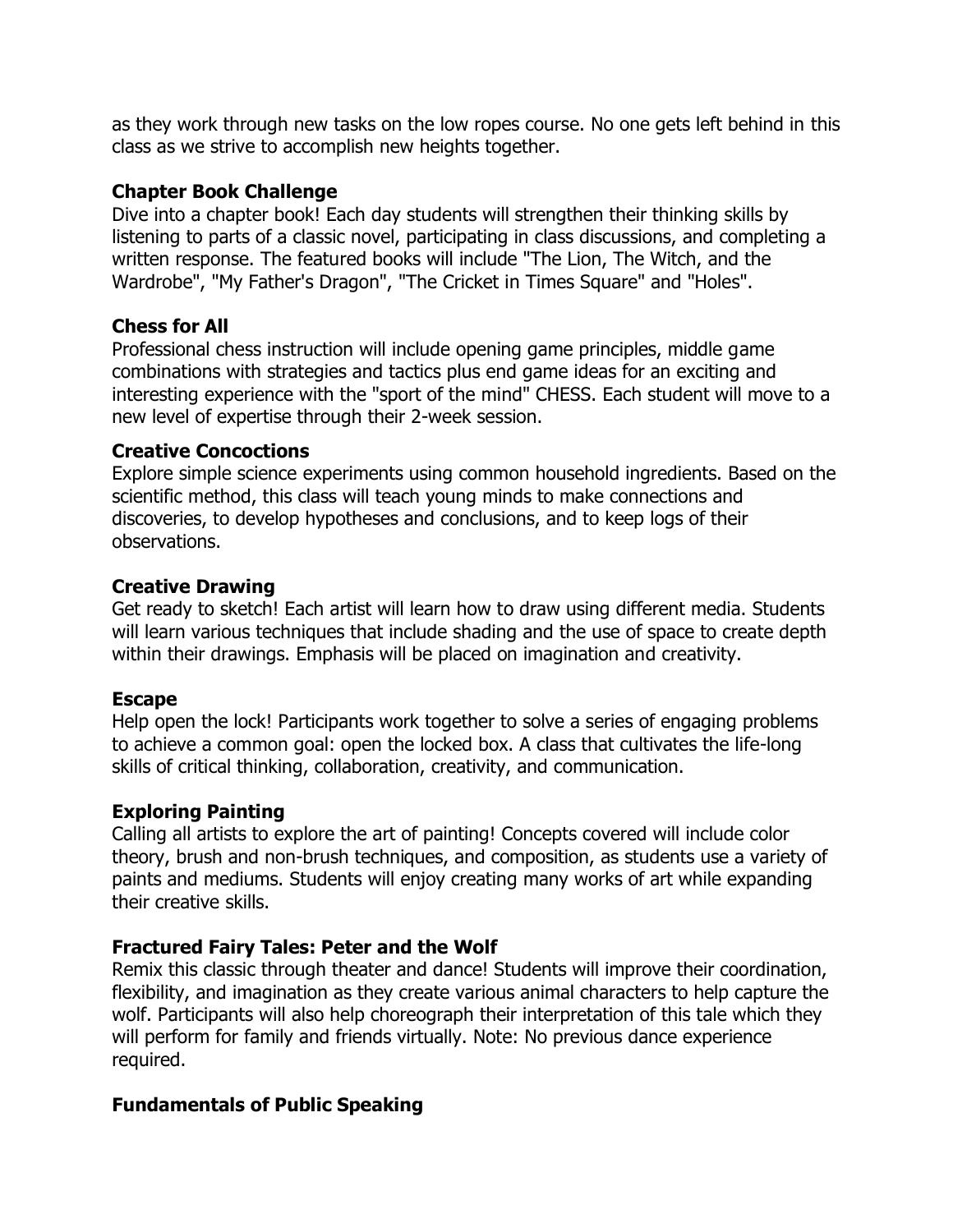as they work through new tasks on the low ropes course. No one gets left behind in this class as we strive to accomplish new heights together.

**Chapter Book Challenge**
Dive into a chapter book! Each day students will strengthen their thinking skills by listening to parts of a classic novel, participating in class discussions, and completing a written response. The featured books will include "The Lion, The Witch, and the Wardrobe", "My Father's Dragon", "The Cricket in Times Square" and "Holes".

**Chess for All**
Professional chess instruction will include opening game principles, middle game combinations with strategies and tactics plus end game ideas for an exciting and interesting experience with the "sport of the mind" CHESS. Each student will move to a new level of expertise through their 2-week session.

**Creative Concoctions**
Explore simple science experiments using common household ingredients. Based on the scientific method, this class will teach young minds to make connections and discoveries, to develop hypotheses and conclusions, and to keep logs of their observations.

**Creative Drawing**
Get ready to sketch! Each artist will learn how to draw using different media. Students will learn various techniques that include shading and the use of space to create depth within their drawings. Emphasis will be placed on imagination and creativity.

**Escape**
Help open the lock! Participants work together to solve a series of engaging problems to achieve a common goal: open the locked box. A class that cultivates the life-long skills of critical thinking, collaboration, creativity, and communication.

**Exploring Painting**
Calling all artists to explore the art of painting! Concepts covered will include color theory, brush and non-brush techniques, and composition, as students use a variety of paints and mediums. Students will enjoy creating many works of art while expanding their creative skills.

**Fractured Fairy Tales: Peter and the Wolf**
Remix this classic through theater and dance! Students will improve their coordination, flexibility, and imagination as they create various animal characters to help capture the wolf. Participants will also help choreograph their interpretation of this tale which they will perform for family and friends virtually. Note: No previous dance experience required.

**Fundamentals of Public Speaking**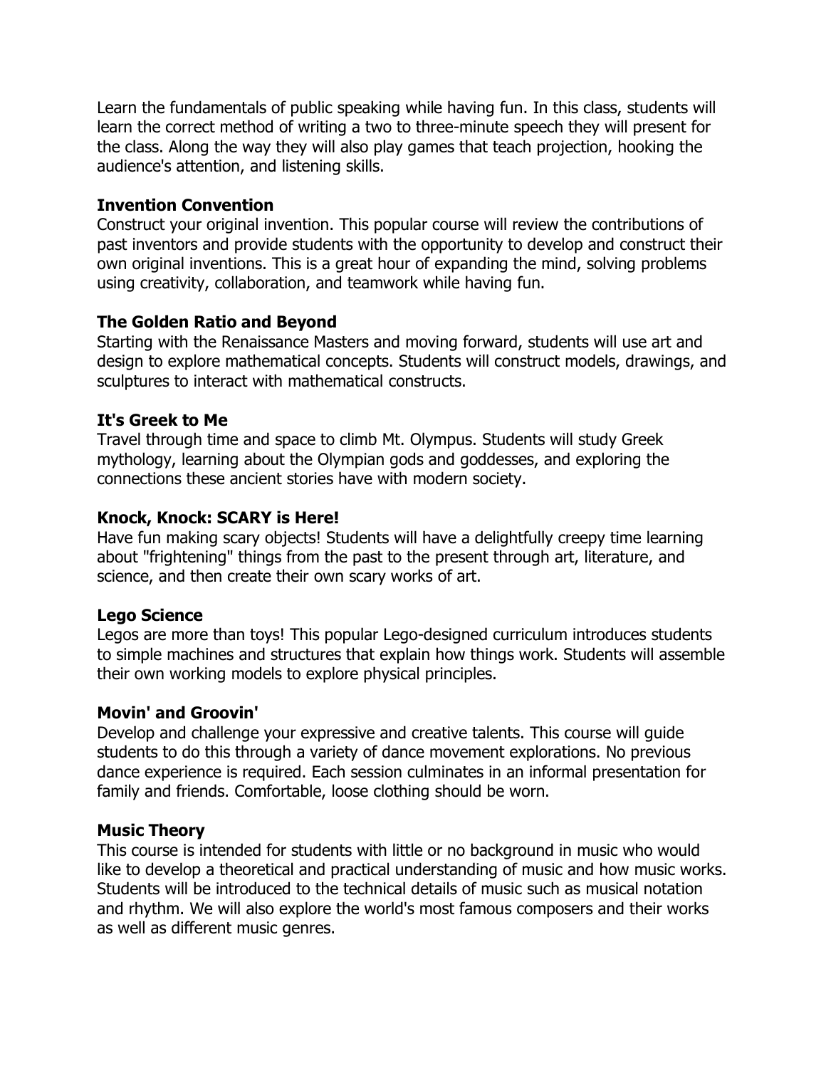Learn the fundamentals of public speaking while having fun. In this class, students will learn the correct method of writing a two to three-minute speech they will present for the class. Along the way they will also play games that teach projection, hooking the audience's attention, and listening skills.

**Invention Convention**
Construct your original invention. This popular course will review the contributions of past inventors and provide students with the opportunity to develop and construct their own original inventions. This is a great hour of expanding the mind, solving problems using creativity, collaboration, and teamwork while having fun.

**The Golden Ratio and Beyond**
Starting with the Renaissance Masters and moving forward, students will use art and design to explore mathematical concepts. Students will construct models, drawings, and sculptures to interact with mathematical constructs.

**It's Greek to Me**
Travel through time and space to climb Mt. Olympus. Students will study Greek mythology, learning about the Olympian gods and goddesses, and exploring the connections these ancient stories have with modern society.

**Knock, Knock: SCARY is Here!**
Have fun making scary objects! Students will have a delightfully creepy time learning about "frightening" things from the past to the present through art, literature, and science, and then create their own scary works of art.

**Lego Science**
Legos are more than toys! This popular Lego-designed curriculum introduces students to simple machines and structures that explain how things work. Students will assemble their own working models to explore physical principles.

**Movin' and Groovin'**
Develop and challenge your expressive and creative talents. This course will guide students to do this through a variety of dance movement explorations. No previous dance experience is required. Each session culminates in an informal presentation for family and friends. Comfortable, loose clothing should be worn.

**Music Theory**
This course is intended for students with little or no background in music who would like to develop a theoretical and practical understanding of music and how music works. Students will be introduced to the technical details of music such as musical notation and rhythm. We will also explore the world's most famous composers and their works as well as different music genres.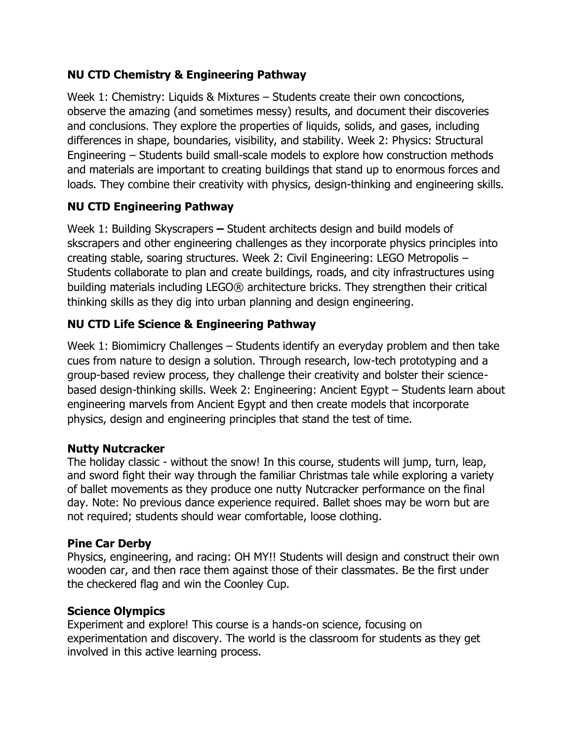### NU CTD Chemistry & Engineering Pathway

Week 1: Chemistry: Liquids & Mixtures – Students create their own concoctions, observe the amazing (and sometimes messy) results, and document their discoveries and conclusions. They explore the properties of liquids, solids, and gases, including differences in shape, boundaries, visibility, and stability. Week 2: Physics: Structural Engineering – Students build small-scale models to explore how construction methods and materials are important to creating buildings that stand up to enormous forces and loads. They combine their creativity with physics, design-thinking and engineering skills.

### NU CTD Engineering Pathway

Week 1: Building Skyscrapers **–** Student architects design and build models of skscrapers and other engineering challenges as they incorporate physics principles into creating stable, soaring structures. Week 2: Civil Engineering: LEGO Metropolis – Students collaborate to plan and create buildings, roads, and city infrastructures using building materials including LEGO® architecture bricks. They strengthen their critical thinking skills as they dig into urban planning and design engineering.

### NU CTD Life Science & Engineering Pathway

Week 1: Biomimicry Challenges – Students identify an everyday problem and then take cues from nature to design a solution. Through research, low-tech prototyping and a group-based review process, they challenge their creativity and bolster their science-based design-thinking skills. Week 2: Engineering: Ancient Egypt – Students learn about engineering marvels from Ancient Egypt and then create models that incorporate physics, design and engineering principles that stand the test of time.

### Nutty Nutcracker

The holiday classic - without the snow! In this course, students will jump, turn, leap, and sword fight their way through the familiar Christmas tale while exploring a variety of ballet movements as they produce one nutty Nutcracker performance on the final day. Note: No previous dance experience required. Ballet shoes may be worn but are not required; students should wear comfortable, loose clothing.

### Pine Car Derby

Physics, engineering, and racing: OH MY!! Students will design and construct their own wooden car, and then race them against those of their classmates. Be the first under the checkered flag and win the Coonley Cup.

### Science Olympics

Experiment and explore! This course is a hands-on science, focusing on experimentation and discovery. The world is the classroom for students as they get involved in this active learning process.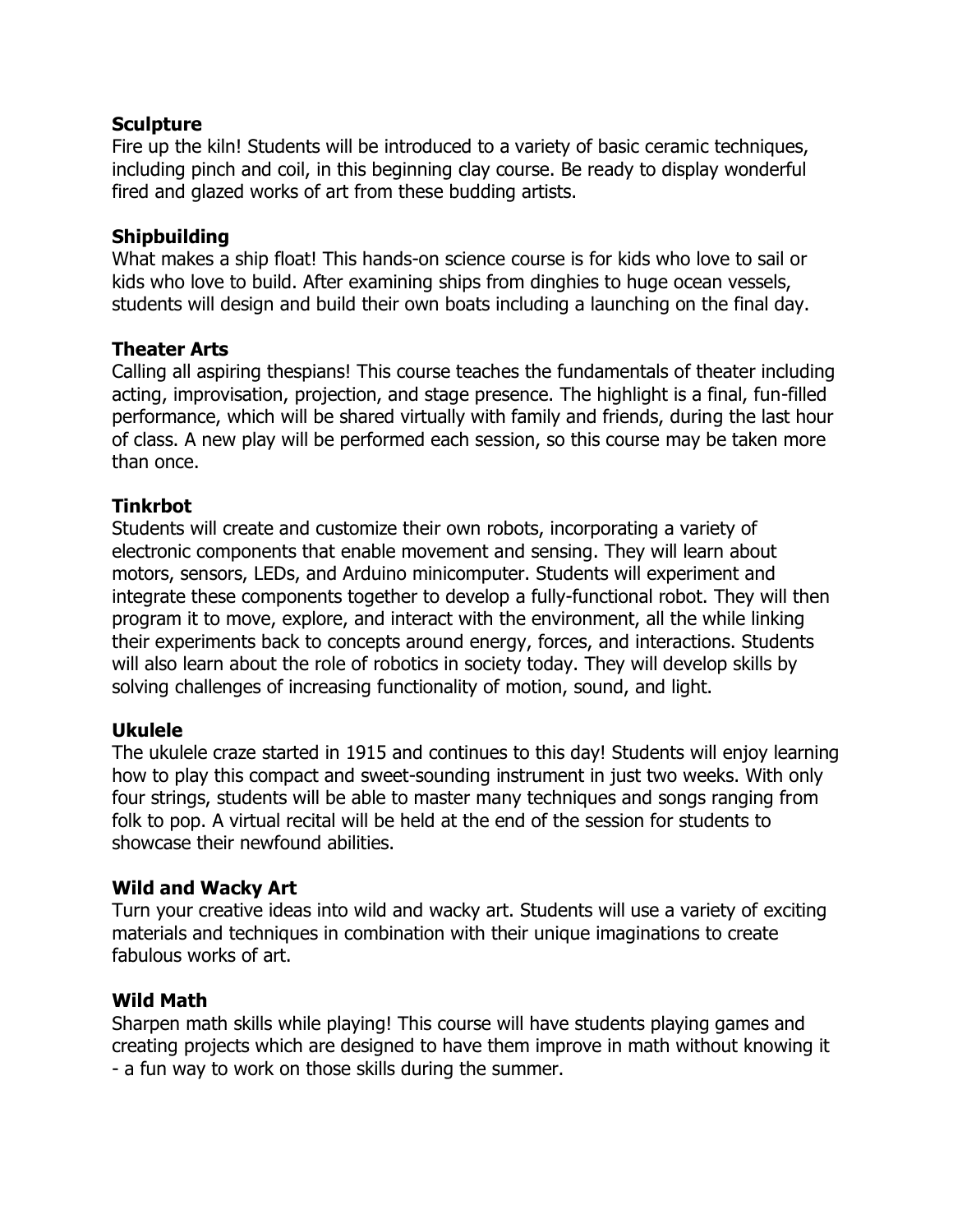**Sculpture**
Fire up the kiln! Students will be introduced to a variety of basic ceramic techniques, including pinch and coil, in this beginning clay course. Be ready to display wonderful fired and glazed works of art from these budding artists.

**Shipbuilding**
What makes a ship float! This hands-on science course is for kids who love to sail or kids who love to build. After examining ships from dinghies to huge ocean vessels, students will design and build their own boats including a launching on the final day.

**Theater Arts**
Calling all aspiring thespians! This course teaches the fundamentals of theater including acting, improvisation, projection, and stage presence. The highlight is a final, fun-filled performance, which will be shared virtually with family and friends, during the last hour of class. A new play will be performed each session, so this course may be taken more than once.

**Tinkrbot**
Students will create and customize their own robots, incorporating a variety of electronic components that enable movement and sensing. They will learn about motors, sensors, LEDs, and Arduino minicomputer. Students will experiment and integrate these components together to develop a fully-functional robot. They will then program it to move, explore, and interact with the environment, all the while linking their experiments back to concepts around energy, forces, and interactions. Students will also learn about the role of robotics in society today. They will develop skills by solving challenges of increasing functionality of motion, sound, and light.

**Ukulele**
The ukulele craze started in 1915 and continues to this day! Students will enjoy learning how to play this compact and sweet-sounding instrument in just two weeks. With only four strings, students will be able to master many techniques and songs ranging from folk to pop. A virtual recital will be held at the end of the session for students to showcase their newfound abilities.

**Wild and Wacky Art**
Turn your creative ideas into wild and wacky art. Students will use a variety of exciting materials and techniques in combination with their unique imaginations to create fabulous works of art.

**Wild Math**
Sharpen math skills while playing! This course will have students playing games and creating projects which are designed to have them improve in math without knowing it - a fun way to work on those skills during the summer.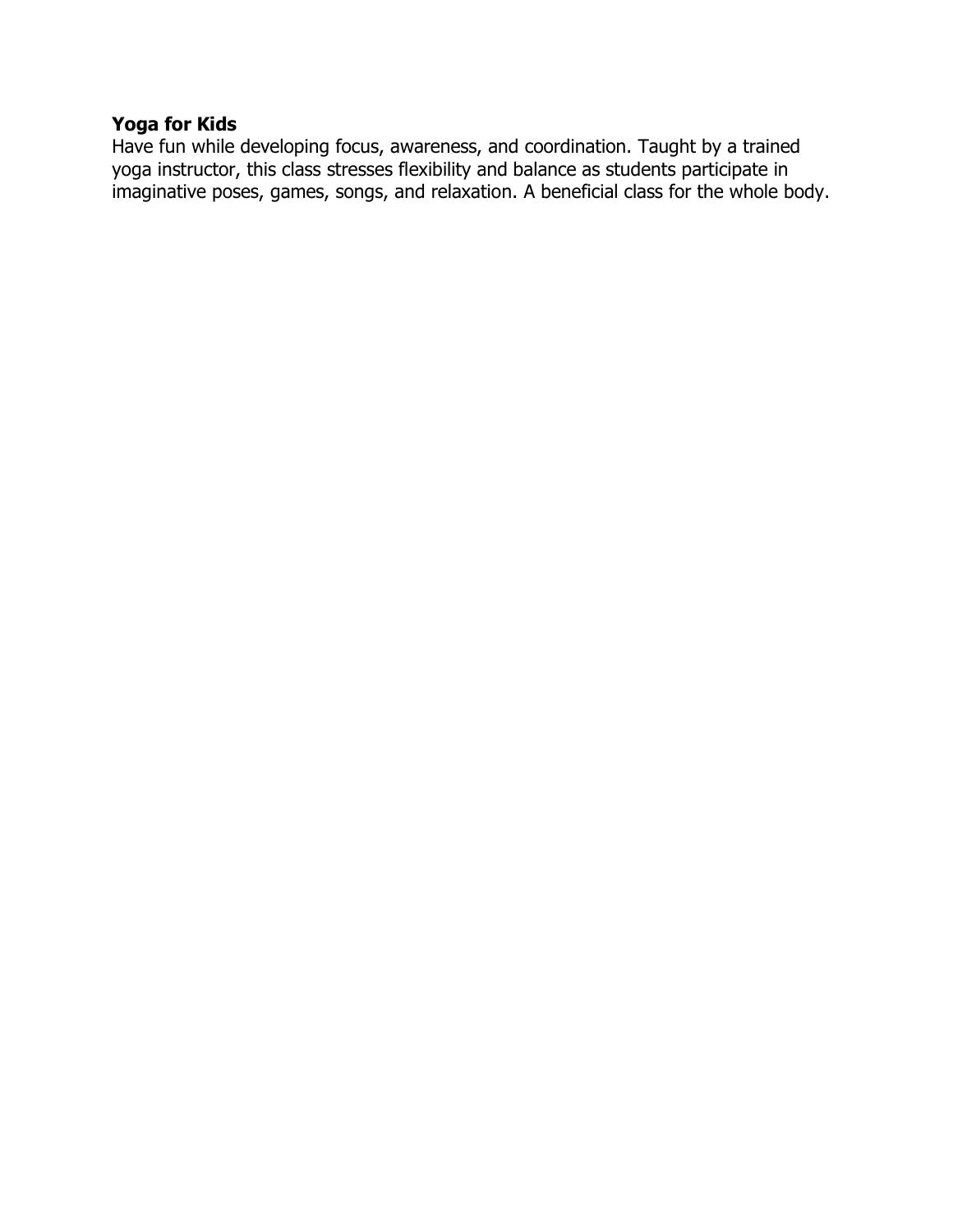**Yoga for Kids**
Have fun while developing focus, awareness, and coordination. Taught by a trained yoga instructor, this class stresses flexibility and balance as students participate in imaginative poses, games, songs, and relaxation. A beneficial class for the whole body.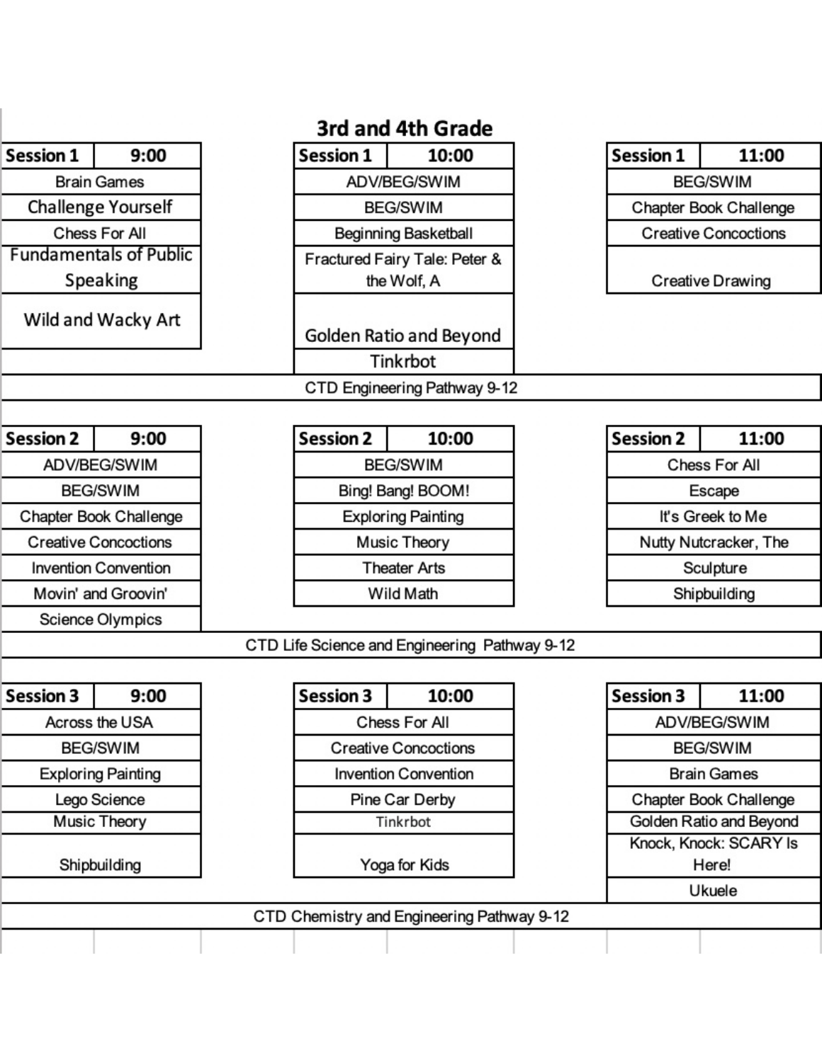# 3rd and 4th Grade

| Session 1 | 9:00 |
| --- | --- |
| Brain Games | |
| Challenge Yourself | |
| Chess For All | |
| Fundamentals of Public Speaking | |
| Wild and Wacky Art | |

| Session 1 | 10:00 |
| --- | --- |
| ADV/BEG/SWIM | |
| BEG/SWIM | |
| Beginning Basketball | |
| Fractured Fairy Tale: Peter & the Wolf, A | |
| Golden Ratio and Beyond | |
| Tinkrbot | |

| Session 1 | 11:00 |
| --- | --- |
| BEG/SWIM | |
| Chapter Book Challenge | |
| Creative Concoctions | |
| Creative Drawing | |

CTD Engineering Pathway 9-12

| Session 2 | 9:00 |
| --- | --- |
| ADV/BEG/SWIM | |
| BEG/SWIM | |
| Chapter Book Challenge | |
| Creative Concoctions | |
| Invention Convention | |
| Movin' and Groovin' | |
| Science Olympics | |

| Session 2 | 10:00 |
| --- | --- |
| BEG/SWIM | |
| Bing! Bang! BOOM! | |
| Exploring Painting | |
| Music Theory | |
| Theater Arts | |
| Wild Math | |

| Session 2 | 11:00 |
| --- | --- |
| Chess For All | |
| Escape | |
| It's Greek to Me | |
| Nutty Nutcracker, The | |
| Sculpture | |
| Shipbuilding | |

CTD Life Science and Engineering Pathway 9-12

| Session 3 | 9:00 |
| --- | --- |
| Across the USA | |
| BEG/SWIM | |
| Exploring Painting | |
| Lego Science | |
| Music Theory | |
| Shipbuilding | |

| Session 3 | 10:00 |
| --- | --- |
| Chess For All | |
| Creative Concoctions | |
| Invention Convention | |
| Pine Car Derby | |
| Tinkrbot | |
| Yoga for Kids | |

| Session 3 | 11:00 |
| --- | --- |
| ADV/BEG/SWIM | |
| BEG/SWIM | |
| Brain Games | |
| Chapter Book Challenge | |
| Golden Ratio and Beyond | |
| Knock, Knock: SCARY Is Here! | |
| Ukuele | |

CTD Chemistry and Engineering Pathway 9-12